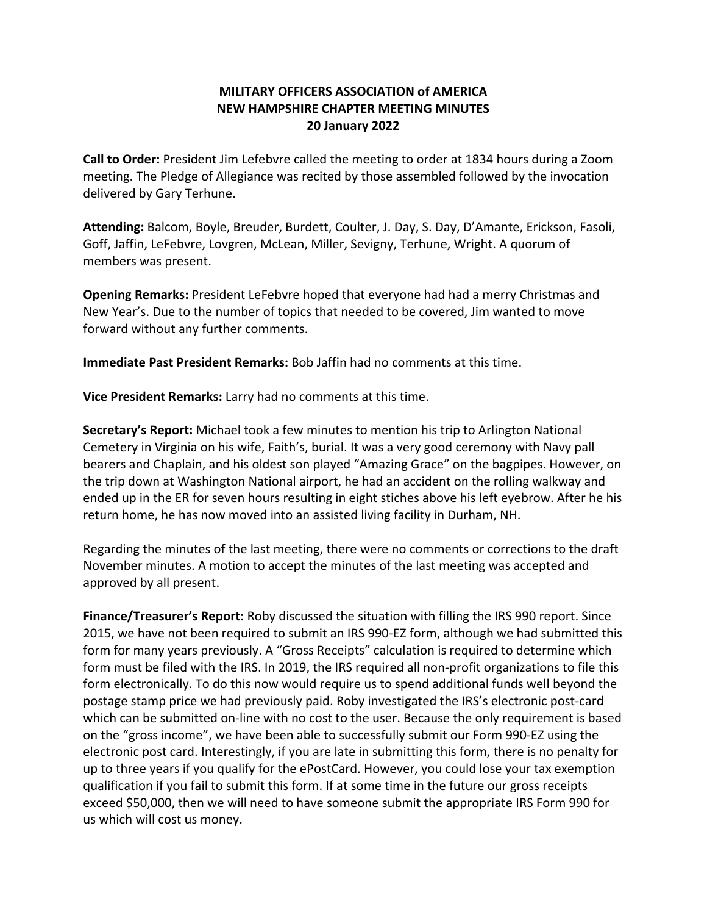**MILITARY OFFICERS ASSOCIATION of AMERICA**
**NEW HAMPSHIRE CHAPTER MEETING MINUTES**
**20 January 2022**

**Call to Order:** President Jim Lefebvre called the meeting to order at 1834 hours during a Zoom meeting. The Pledge of Allegiance was recited by those assembled followed by the invocation delivered by Gary Terhune.

**Attending:** Balcom, Boyle, Breuder, Burdett, Coulter, J. Day, S. Day, D'Amante, Erickson, Fasoli, Goff, Jaffin, LeFebvre, Lovgren, McLean, Miller, Sevigny, Terhune, Wright. A quorum of members was present.

**Opening Remarks:** President LeFebvre hoped that everyone had had a merry Christmas and New Year's. Due to the number of topics that needed to be covered, Jim wanted to move forward without any further comments.

**Immediate Past President Remarks:** Bob Jaffin had no comments at this time.

**Vice President Remarks:** Larry had no comments at this time.

**Secretary's Report:** Michael took a few minutes to mention his trip to Arlington National Cemetery in Virginia on his wife, Faith's, burial. It was a very good ceremony with Navy pall bearers and Chaplain, and his oldest son played "Amazing Grace" on the bagpipes. However, on the trip down at Washington National airport, he had an accident on the rolling walkway and ended up in the ER for seven hours resulting in eight stiches above his left eyebrow. After he his return home, he has now moved into an assisted living facility in Durham, NH.

Regarding the minutes of the last meeting, there were no comments or corrections to the draft November minutes. A motion to accept the minutes of the last meeting was accepted and approved by all present.

**Finance/Treasurer's Report:** Roby discussed the situation with filling the IRS 990 report. Since 2015, we have not been required to submit an IRS 990-EZ form, although we had submitted this form for many years previously. A "Gross Receipts" calculation is required to determine which form must be filed with the IRS. In 2019, the IRS required all non-profit organizations to file this form electronically. To do this now would require us to spend additional funds well beyond the postage stamp price we had previously paid. Roby investigated the IRS's electronic post-card which can be submitted on-line with no cost to the user. Because the only requirement is based on the "gross income", we have been able to successfully submit our Form 990-EZ using the electronic post card. Interestingly, if you are late in submitting this form, there is no penalty for up to three years if you qualify for the ePostCard. However, you could lose your tax exemption qualification if you fail to submit this form. If at some time in the future our gross receipts exceed $50,000, then we will need to have someone submit the appropriate IRS Form 990 for us which will cost us money.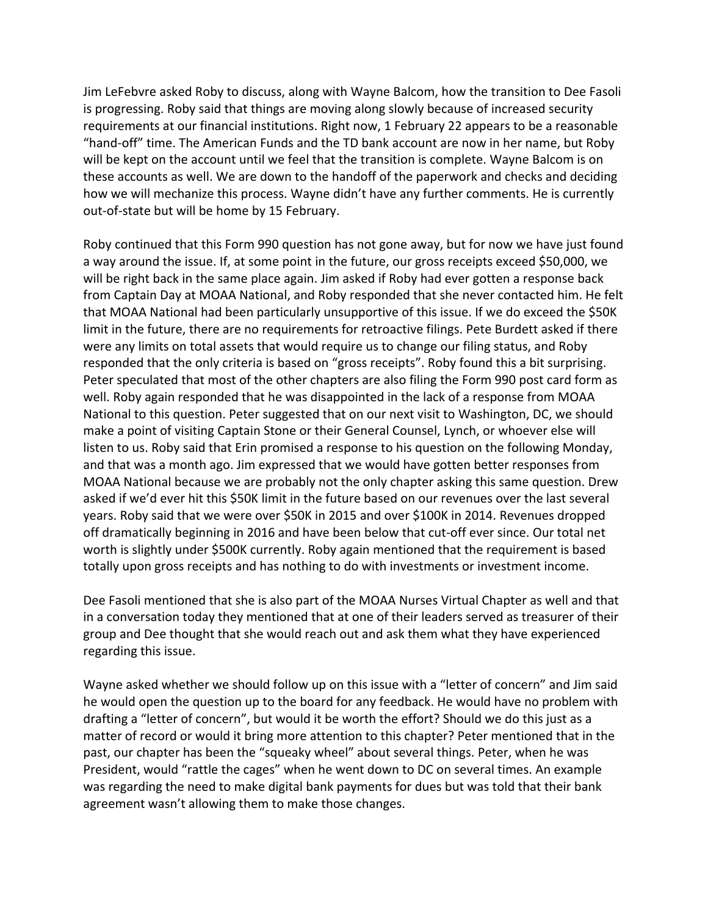Jim LeFebvre asked Roby to discuss, along with Wayne Balcom, how the transition to Dee Fasoli is progressing. Roby said that things are moving along slowly because of increased security requirements at our financial institutions. Right now, 1 February 22 appears to be a reasonable "hand-off" time. The American Funds and the TD bank account are now in her name, but Roby will be kept on the account until we feel that the transition is complete. Wayne Balcom is on these accounts as well. We are down to the handoff of the paperwork and checks and deciding how we will mechanize this process. Wayne didn't have any further comments. He is currently out-of-state but will be home by 15 February.

Roby continued that this Form 990 question has not gone away, but for now we have just found a way around the issue. If, at some point in the future, our gross receipts exceed $50,000, we will be right back in the same place again. Jim asked if Roby had ever gotten a response back from Captain Day at MOAA National, and Roby responded that she never contacted him. He felt that MOAA National had been particularly unsupportive of this issue. If we do exceed the $50K limit in the future, there are no requirements for retroactive filings. Pete Burdett asked if there were any limits on total assets that would require us to change our filing status, and Roby responded that the only criteria is based on "gross receipts". Roby found this a bit surprising. Peter speculated that most of the other chapters are also filing the Form 990 post card form as well. Roby again responded that he was disappointed in the lack of a response from MOAA National to this question. Peter suggested that on our next visit to Washington, DC, we should make a point of visiting Captain Stone or their General Counsel, Lynch, or whoever else will listen to us. Roby said that Erin promised a response to his question on the following Monday, and that was a month ago. Jim expressed that we would have gotten better responses from MOAA National because we are probably not the only chapter asking this same question. Drew asked if we'd ever hit this $50K limit in the future based on our revenues over the last several years. Roby said that we were over $50K in 2015 and over $100K in 2014. Revenues dropped off dramatically beginning in 2016 and have been below that cut-off ever since. Our total net worth is slightly under $500K currently. Roby again mentioned that the requirement is based totally upon gross receipts and has nothing to do with investments or investment income.

Dee Fasoli mentioned that she is also part of the MOAA Nurses Virtual Chapter as well and that in a conversation today they mentioned that at one of their leaders served as treasurer of their group and Dee thought that she would reach out and ask them what they have experienced regarding this issue.

Wayne asked whether we should follow up on this issue with a "letter of concern" and Jim said he would open the question up to the board for any feedback. He would have no problem with drafting a "letter of concern", but would it be worth the effort? Should we do this just as a matter of record or would it bring more attention to this chapter? Peter mentioned that in the past, our chapter has been the "squeaky wheel" about several things. Peter, when he was President, would "rattle the cages" when he went down to DC on several times. An example was regarding the need to make digital bank payments for dues but was told that their bank agreement wasn't allowing them to make those changes.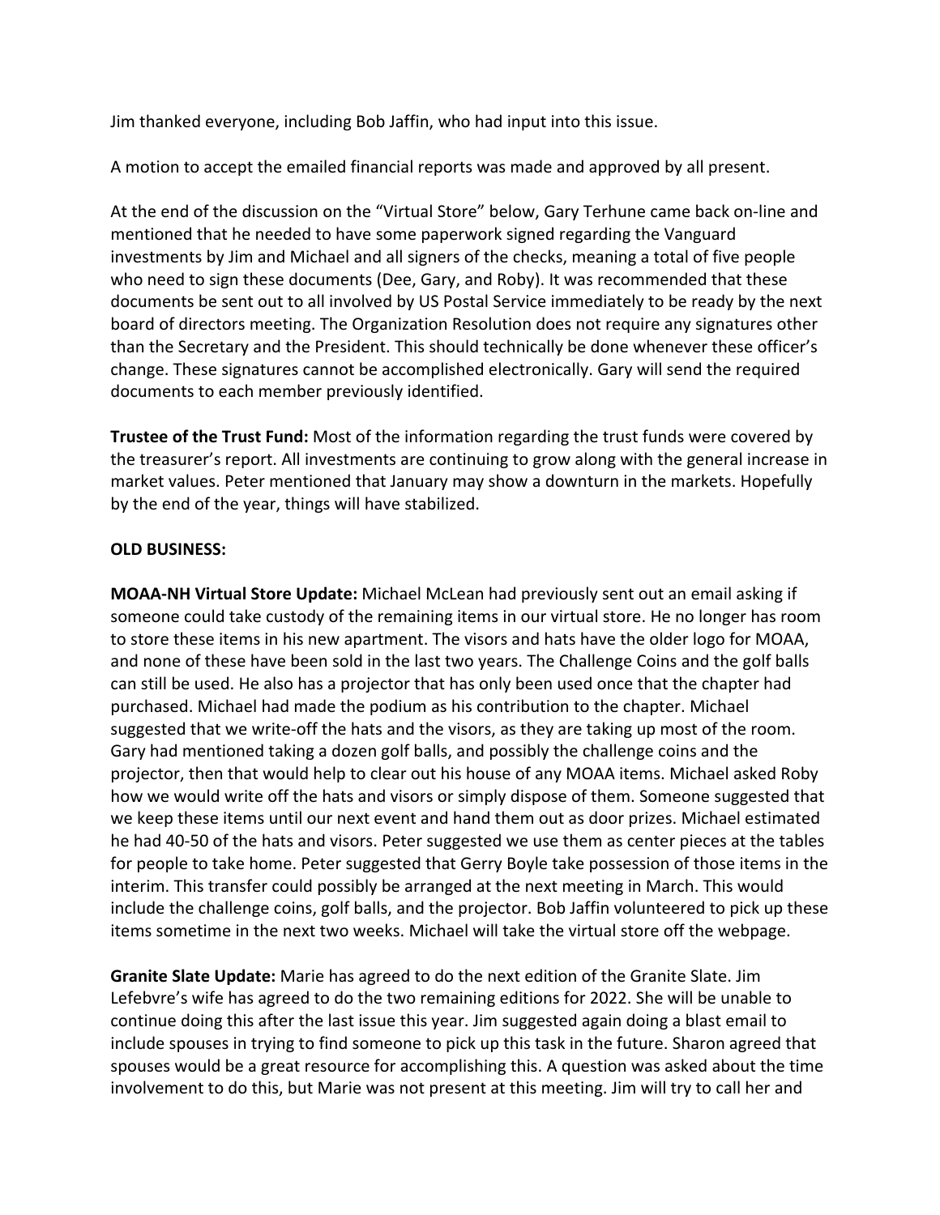Jim thanked everyone, including Bob Jaffin, who had input into this issue.

A motion to accept the emailed financial reports was made and approved by all present.

At the end of the discussion on the "Virtual Store" below, Gary Terhune came back on-line and mentioned that he needed to have some paperwork signed regarding the Vanguard investments by Jim and Michael and all signers of the checks, meaning a total of five people who need to sign these documents (Dee, Gary, and Roby). It was recommended that these documents be sent out to all involved by US Postal Service immediately to be ready by the next board of directors meeting. The Organization Resolution does not require any signatures other than the Secretary and the President. This should technically be done whenever these officer's change. These signatures cannot be accomplished electronically. Gary will send the required documents to each member previously identified.

**Trustee of the Trust Fund:** Most of the information regarding the trust funds were covered by the treasurer's report. All investments are continuing to grow along with the general increase in market values. Peter mentioned that January may show a downturn in the markets. Hopefully by the end of the year, things will have stabilized.

**OLD BUSINESS:**

**MOAA-NH Virtual Store Update:** Michael McLean had previously sent out an email asking if someone could take custody of the remaining items in our virtual store. He no longer has room to store these items in his new apartment. The visors and hats have the older logo for MOAA, and none of these have been sold in the last two years. The Challenge Coins and the golf balls can still be used. He also has a projector that has only been used once that the chapter had purchased. Michael had made the podium as his contribution to the chapter. Michael suggested that we write-off the hats and the visors, as they are taking up most of the room. Gary had mentioned taking a dozen golf balls, and possibly the challenge coins and the projector, then that would help to clear out his house of any MOAA items. Michael asked Roby how we would write off the hats and visors or simply dispose of them. Someone suggested that we keep these items until our next event and hand them out as door prizes. Michael estimated he had 40-50 of the hats and visors. Peter suggested we use them as center pieces at the tables for people to take home. Peter suggested that Gerry Boyle take possession of those items in the interim. This transfer could possibly be arranged at the next meeting in March. This would include the challenge coins, golf balls, and the projector. Bob Jaffin volunteered to pick up these items sometime in the next two weeks. Michael will take the virtual store off the webpage.

**Granite Slate Update:** Marie has agreed to do the next edition of the Granite Slate. Jim Lefebvre's wife has agreed to do the two remaining editions for 2022. She will be unable to continue doing this after the last issue this year. Jim suggested again doing a blast email to include spouses in trying to find someone to pick up this task in the future. Sharon agreed that spouses would be a great resource for accomplishing this. A question was asked about the time involvement to do this, but Marie was not present at this meeting. Jim will try to call her and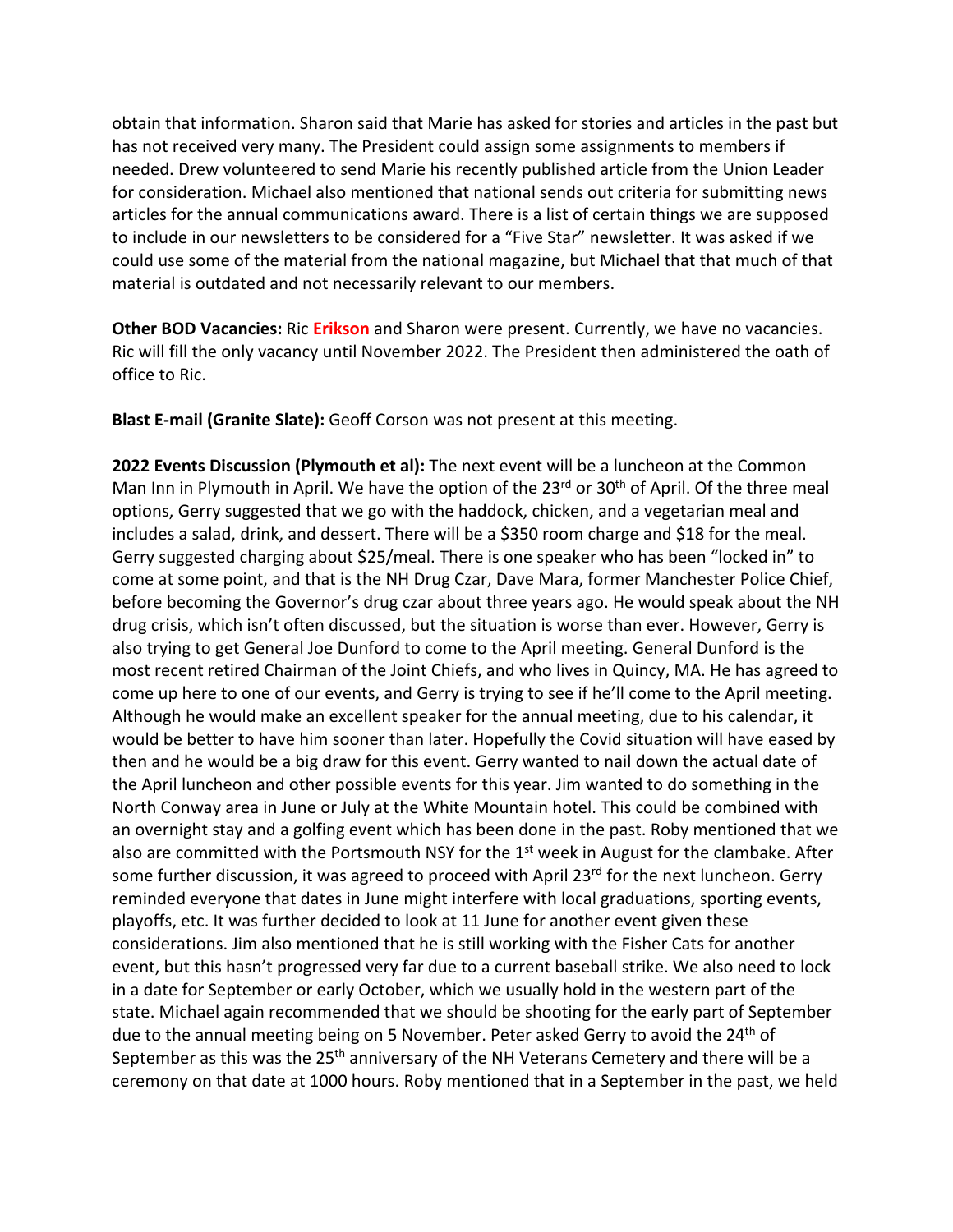obtain that information. Sharon said that Marie has asked for stories and articles in the past but has not received very many. The President could assign some assignments to members if needed. Drew volunteered to send Marie his recently published article from the Union Leader for consideration. Michael also mentioned that national sends out criteria for submitting news articles for the annual communications award. There is a list of certain things we are supposed to include in our newsletters to be considered for a "Five Star" newsletter. It was asked if we could use some of the material from the national magazine, but Michael that that much of that material is outdated and not necessarily relevant to our members.

**Other BOD Vacancies:** Ric **Erikson** and Sharon were present. Currently, we have no vacancies. Ric will fill the only vacancy until November 2022. The President then administered the oath of office to Ric.

**Blast E-mail (Granite Slate):** Geoff Corson was not present at this meeting.

**2022 Events Discussion (Plymouth et al):** The next event will be a luncheon at the Common Man Inn in Plymouth in April. We have the option of the 23rd or 30th of April. Of the three meal options, Gerry suggested that we go with the haddock, chicken, and a vegetarian meal and includes a salad, drink, and dessert. There will be a $350 room charge and $18 for the meal. Gerry suggested charging about $25/meal. There is one speaker who has been "locked in" to come at some point, and that is the NH Drug Czar, Dave Mara, former Manchester Police Chief, before becoming the Governor's drug czar about three years ago. He would speak about the NH drug crisis, which isn't often discussed, but the situation is worse than ever. However, Gerry is also trying to get General Joe Dunford to come to the April meeting. General Dunford is the most recent retired Chairman of the Joint Chiefs, and who lives in Quincy, MA. He has agreed to come up here to one of our events, and Gerry is trying to see if he'll come to the April meeting. Although he would make an excellent speaker for the annual meeting, due to his calendar, it would be better to have him sooner than later. Hopefully the Covid situation will have eased by then and he would be a big draw for this event. Gerry wanted to nail down the actual date of the April luncheon and other possible events for this year. Jim wanted to do something in the North Conway area in June or July at the White Mountain hotel. This could be combined with an overnight stay and a golfing event which has been done in the past. Roby mentioned that we also are committed with the Portsmouth NSY for the 1st week in August for the clambake. After some further discussion, it was agreed to proceed with April 23rd for the next luncheon. Gerry reminded everyone that dates in June might interfere with local graduations, sporting events, playoffs, etc. It was further decided to look at 11 June for another event given these considerations. Jim also mentioned that he is still working with the Fisher Cats for another event, but this hasn't progressed very far due to a current baseball strike. We also need to lock in a date for September or early October, which we usually hold in the western part of the state. Michael again recommended that we should be shooting for the early part of September due to the annual meeting being on 5 November. Peter asked Gerry to avoid the 24th of September as this was the 25th anniversary of the NH Veterans Cemetery and there will be a ceremony on that date at 1000 hours. Roby mentioned that in a September in the past, we held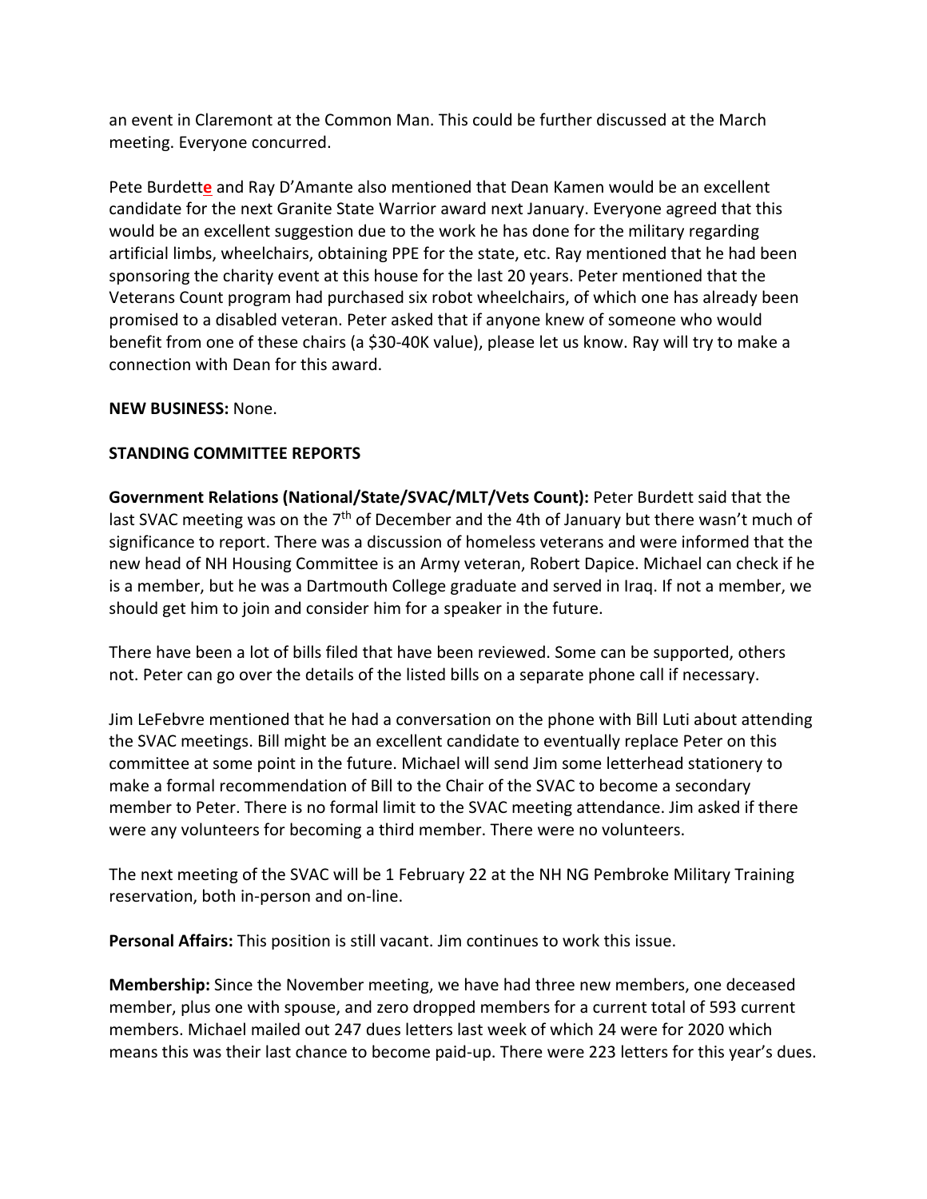an event in Claremont at the Common Man. This could be further discussed at the March meeting. Everyone concurred.

Pete Burdett**e** and Ray D'Amante also mentioned that Dean Kamen would be an excellent candidate for the next Granite State Warrior award next January. Everyone agreed that this would be an excellent suggestion due to the work he has done for the military regarding artificial limbs, wheelchairs, obtaining PPE for the state, etc. Ray mentioned that he had been sponsoring the charity event at this house for the last 20 years. Peter mentioned that the Veterans Count program had purchased six robot wheelchairs, of which one has already been promised to a disabled veteran. Peter asked that if anyone knew of someone who would benefit from one of these chairs (a $30-40K value), please let us know. Ray will try to make a connection with Dean for this award.

**NEW BUSINESS:** None.

**STANDING COMMITTEE REPORTS**

**Government Relations (National/State/SVAC/MLT/Vets Count):** Peter Burdett said that the last SVAC meeting was on the 7th of December and the 4th of January but there wasn't much of significance to report. There was a discussion of homeless veterans and were informed that the new head of NH Housing Committee is an Army veteran, Robert Dapice. Michael can check if he is a member, but he was a Dartmouth College graduate and served in Iraq. If not a member, we should get him to join and consider him for a speaker in the future.

There have been a lot of bills filed that have been reviewed. Some can be supported, others not. Peter can go over the details of the listed bills on a separate phone call if necessary.

Jim LeFebvre mentioned that he had a conversation on the phone with Bill Luti about attending the SVAC meetings. Bill might be an excellent candidate to eventually replace Peter on this committee at some point in the future. Michael will send Jim some letterhead stationery to make a formal recommendation of Bill to the Chair of the SVAC to become a secondary member to Peter. There is no formal limit to the SVAC meeting attendance. Jim asked if there were any volunteers for becoming a third member. There were no volunteers.

The next meeting of the SVAC will be 1 February 22 at the NH NG Pembroke Military Training reservation, both in-person and on-line.

**Personal Affairs:** This position is still vacant. Jim continues to work this issue.

**Membership:** Since the November meeting, we have had three new members, one deceased member, plus one with spouse, and zero dropped members for a current total of 593 current members. Michael mailed out 247 dues letters last week of which 24 were for 2020 which means this was their last chance to become paid-up. There were 223 letters for this year's dues.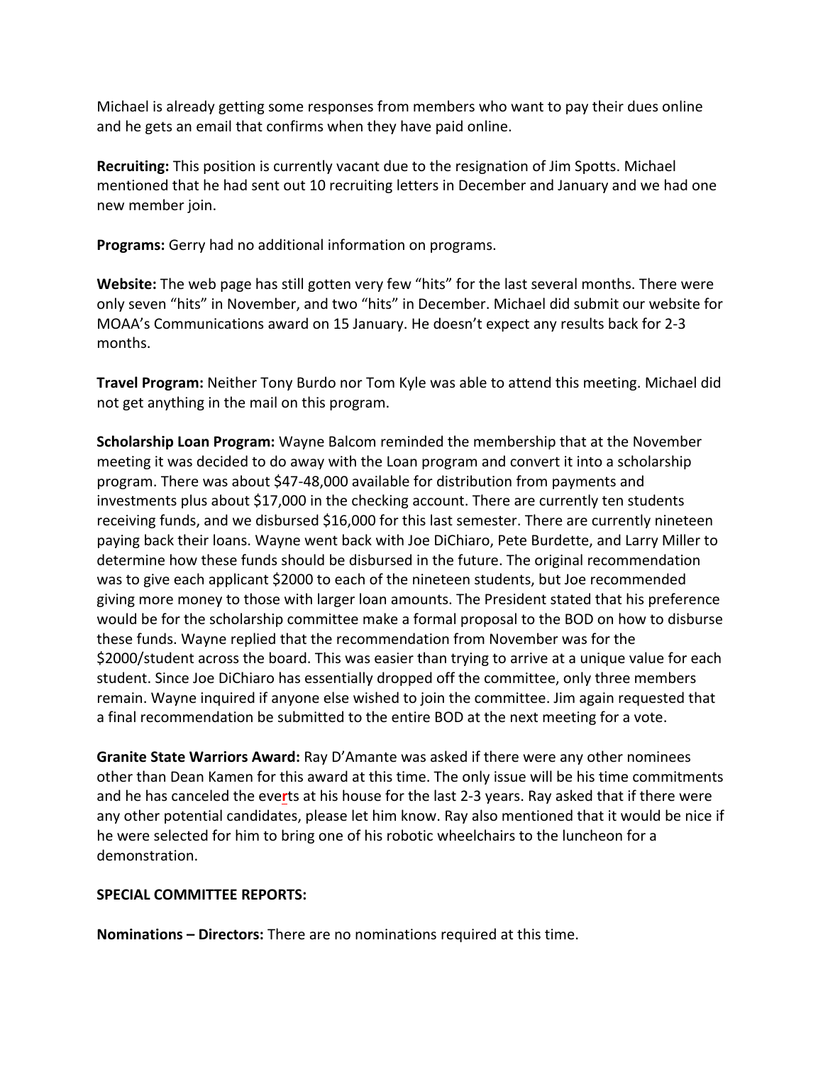Michael is already getting some responses from members who want to pay their dues online and he gets an email that confirms when they have paid online.

**Recruiting:** This position is currently vacant due to the resignation of Jim Spotts. Michael mentioned that he had sent out 10 recruiting letters in December and January and we had one new member join.

**Programs:** Gerry had no additional information on programs.

**Website:** The web page has still gotten very few "hits" for the last several months. There were only seven "hits" in November, and two "hits" in December. Michael did submit our website for MOAA's Communications award on 15 January. He doesn't expect any results back for 2-3 months.

**Travel Program:** Neither Tony Burdo nor Tom Kyle was able to attend this meeting. Michael did not get anything in the mail on this program.

**Scholarship Loan Program:** Wayne Balcom reminded the membership that at the November meeting it was decided to do away with the Loan program and convert it into a scholarship program. There was about $47-48,000 available for distribution from payments and investments plus about $17,000 in the checking account. There are currently ten students receiving funds, and we disbursed $16,000 for this last semester. There are currently nineteen paying back their loans. Wayne went back with Joe DiChiaro, Pete Burdette, and Larry Miller to determine how these funds should be disbursed in the future. The original recommendation was to give each applicant $2000 to each of the nineteen students, but Joe recommended giving more money to those with larger loan amounts. The President stated that his preference would be for the scholarship committee make a formal proposal to the BOD on how to disburse these funds. Wayne replied that the recommendation from November was for the $2000/student across the board. This was easier than trying to arrive at a unique value for each student. Since Joe DiChiaro has essentially dropped off the committee, only three members remain. Wayne inquired if anyone else wished to join the committee. Jim again requested that a final recommendation be submitted to the entire BOD at the next meeting for a vote.

**Granite State Warriors Award:** Ray D'Amante was asked if there were any other nominees other than Dean Kamen for this award at this time. The only issue will be his time commitments and he has canceled the everts at his house for the last 2-3 years. Ray asked that if there were any other potential candidates, please let him know. Ray also mentioned that it would be nice if he were selected for him to bring one of his robotic wheelchairs to the luncheon for a demonstration.

**SPECIAL COMMITTEE REPORTS:**

**Nominations – Directors:** There are no nominations required at this time.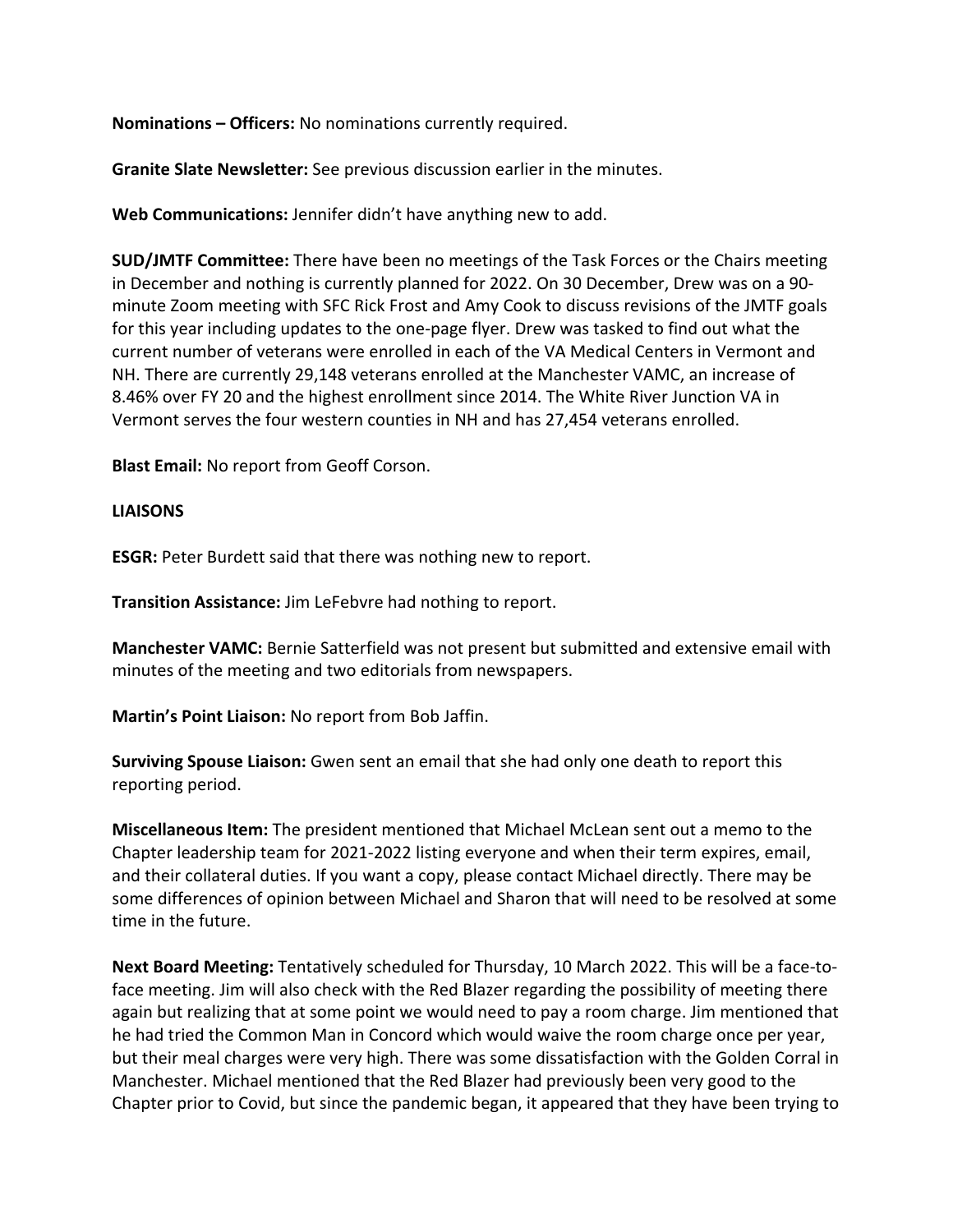**Nominations – Officers:** No nominations currently required.

**Granite Slate Newsletter:** See previous discussion earlier in the minutes.

**Web Communications:** Jennifer didn't have anything new to add.

**SUD/JMTF Committee:** There have been no meetings of the Task Forces or the Chairs meeting in December and nothing is currently planned for 2022. On 30 December, Drew was on a 90-minute Zoom meeting with SFC Rick Frost and Amy Cook to discuss revisions of the JMTF goals for this year including updates to the one-page flyer. Drew was tasked to find out what the current number of veterans were enrolled in each of the VA Medical Centers in Vermont and NH. There are currently 29,148 veterans enrolled at the Manchester VAMC, an increase of 8.46% over FY 20 and the highest enrollment since 2014. The White River Junction VA in Vermont serves the four western counties in NH and has 27,454 veterans enrolled.

**Blast Email:** No report from Geoff Corson.

**LIAISONS**

**ESGR:** Peter Burdett said that there was nothing new to report.

**Transition Assistance:** Jim LeFebvre had nothing to report.

**Manchester VAMC:** Bernie Satterfield was not present but submitted and extensive email with minutes of the meeting and two editorials from newspapers.

**Martin's Point Liaison:** No report from Bob Jaffin.

**Surviving Spouse Liaison:** Gwen sent an email that she had only one death to report this reporting period.

**Miscellaneous Item:** The president mentioned that Michael McLean sent out a memo to the Chapter leadership team for 2021-2022 listing everyone and when their term expires, email, and their collateral duties. If you want a copy, please contact Michael directly. There may be some differences of opinion between Michael and Sharon that will need to be resolved at some time in the future.

**Next Board Meeting:** Tentatively scheduled for Thursday, 10 March 2022. This will be a face-to-face meeting. Jim will also check with the Red Blazer regarding the possibility of meeting there again but realizing that at some point we would need to pay a room charge. Jim mentioned that he had tried the Common Man in Concord which would waive the room charge once per year, but their meal charges were very high. There was some dissatisfaction with the Golden Corral in Manchester. Michael mentioned that the Red Blazer had previously been very good to the Chapter prior to Covid, but since the pandemic began, it appeared that they have been trying to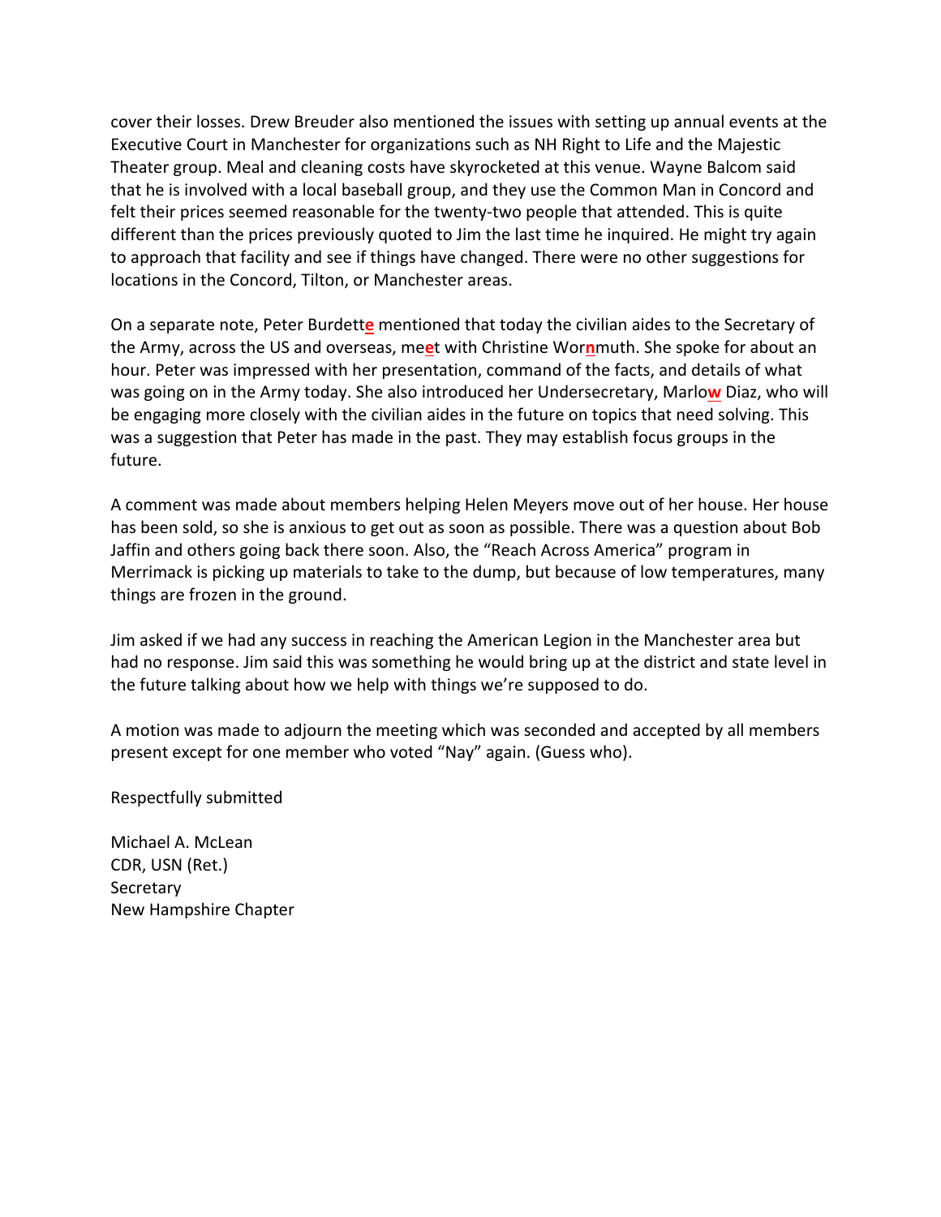cover their losses. Drew Breuder also mentioned the issues with setting up annual events at the Executive Court in Manchester for organizations such as NH Right to Life and the Majestic Theater group. Meal and cleaning costs have skyrocketed at this venue. Wayne Balcom said that he is involved with a local baseball group, and they use the Common Man in Concord and felt their prices seemed reasonable for the twenty-two people that attended. This is quite different than the prices previously quoted to Jim the last time he inquired. He might try again to approach that facility and see if things have changed. There were no other suggestions for locations in the Concord, Tilton, or Manchester areas.

On a separate note, Peter Burdett**e** mentioned that today the civilian aides to the Secretary of the Army, across the US and overseas, me**e**t with Christine Wor**n**muth. She spoke for about an hour. Peter was impressed with her presentation, command of the facts, and details of what was going on in the Army today. She also introduced her Undersecretary, Marlo**w** Diaz, who will be engaging more closely with the civilian aides in the future on topics that need solving. This was a suggestion that Peter has made in the past. They may establish focus groups in the future.

A comment was made about members helping Helen Meyers move out of her house. Her house has been sold, so she is anxious to get out as soon as possible. There was a question about Bob Jaffin and others going back there soon. Also, the "Reach Across America" program in Merrimack is picking up materials to take to the dump, but because of low temperatures, many things are frozen in the ground.

Jim asked if we had any success in reaching the American Legion in the Manchester area but had no response. Jim said this was something he would bring up at the district and state level in the future talking about how we help with things we're supposed to do.

A motion was made to adjourn the meeting which was seconded and accepted by all members present except for one member who voted "Nay" again. (Guess who).

Respectfully submitted

Michael A. McLean
CDR, USN (Ret.)
Secretary
New Hampshire Chapter